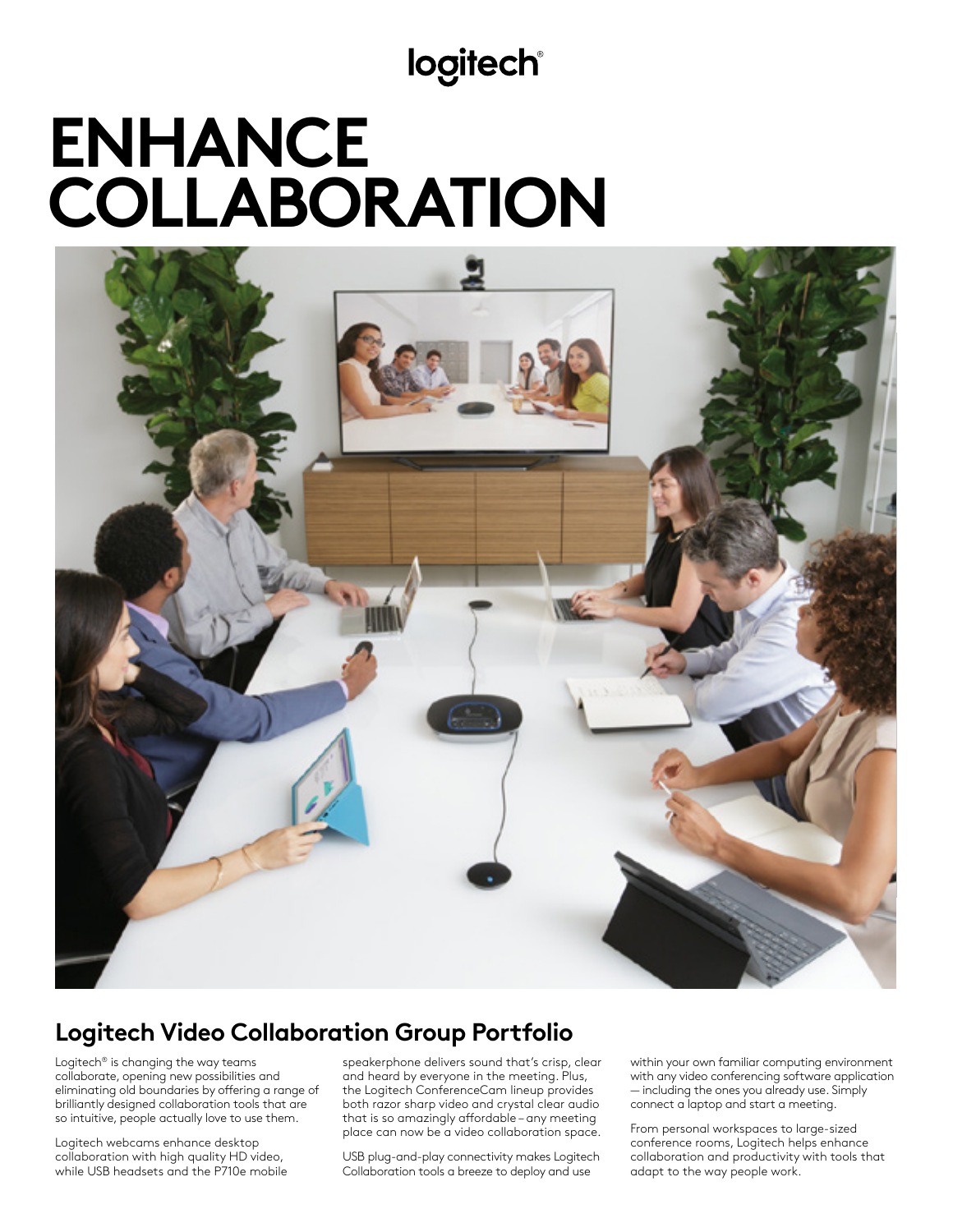logitech®

# ENHANCE COLLABORATION

## Logitech Video Collaboration Group Portfolio

Logitech® is changing the way teams collaborate, opening new possibilities and eliminating old boundaries by offering a range of brilliantly designed collaboration tools that are so intuitive, people actually love to use them.

Logitech webcams enhance desktop collaboration with high quality HD video, while USB headsets and the P710e mobile speakerphone delivers sound that's crisp, clear and heard by everyone in the meeting. Plus, the Logitech ConferenceCam lineup provides both razor sharp video and crystal clear audio that is so amazingly affordable – any meeting place can now be a video collaboration space.

USB plug-and-play connectivity makes Logitech Collaboration tools a breeze to deploy and use within your own familiar computing environment with any video conferencing software application — including the ones you already use. Simply connect a laptop and start a meeting.

From personal workspaces to large-sized conference rooms, Logitech helps enhance collaboration and productivity with tools that adapt to the way people work.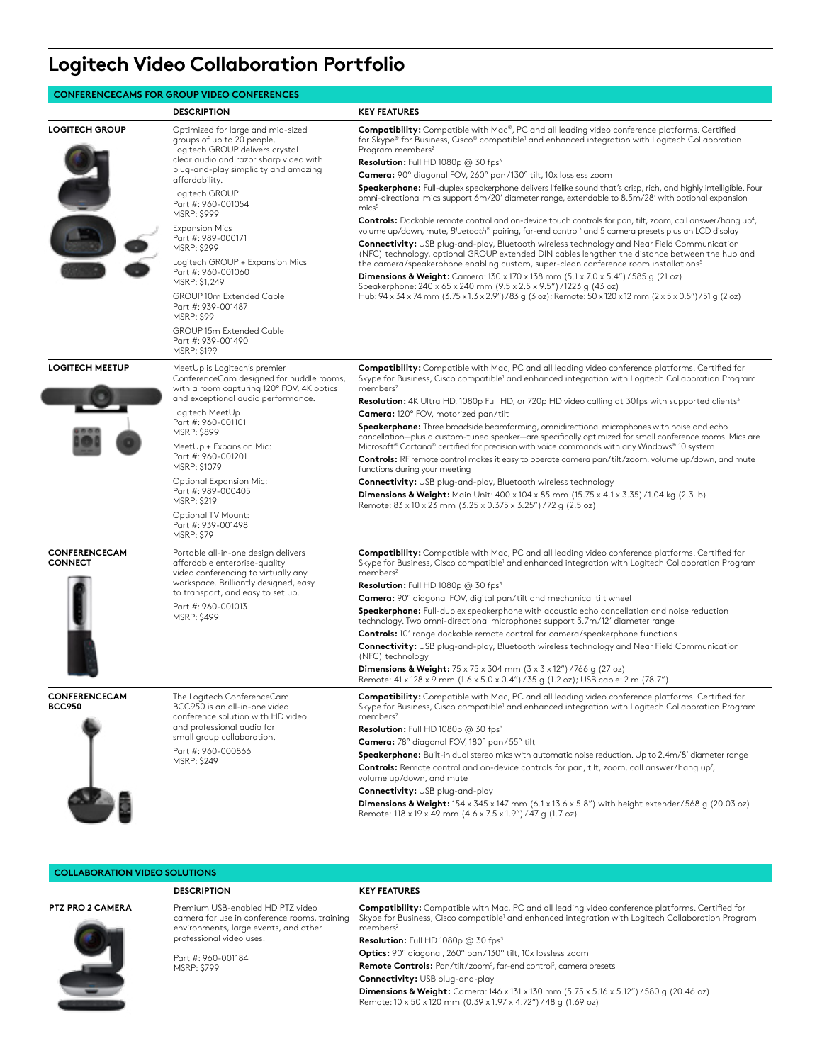# Logitech Video Collaboration Portfolio

## CONFERENCECAMS FOR GROUP VIDEO CONFERENCES

| | DESCRIPTION | KEY FEATURES |
|---|---|---|
| **LOGITECH GROUP** | Optimized for large and mid-sized groups of up to 20 people, Logitech GROUP delivers crystal clear audio and razor sharp video with plug-and-play simplicity and amazing affordability.<br><br>Logitech GROUP<br>Part #: 960-001054<br>MSRP: $999<br><br>Expansion Mics<br>Part #: 989-000171<br>MSRP: $299<br><br>Logitech GROUP + Expansion Mics<br>Part #: 960-001060<br>MSRP: $1,249<br><br>GROUP 10m Extended Cable<br>Part #: 939-001487<br>MSRP: $99<br><br>GROUP 15m Extended Cable<br>Part #: 939-001490<br>MSRP: $199 | **Compatibility:** Compatible with Mac®, PC and all leading video conference platforms. Certified for Skype® for Business, Cisco® compatible[1] and enhanced integration with Logitech Collaboration Program members[2]<br><br>**Resolution:** Full HD 1080p @ 30 fps[3]<br><br>**Camera:** 90° diagonal FOV, 260° pan/130° tilt, 10x lossless zoom<br><br>**Speakerphone:** Full-duplex speakerphone delivers lifelike sound that's crisp, rich, and highly intelligible. Four omni-directional mics support 6m/20' diameter range, extendable to 8.5m/28' with optional expansion mics[5]<br><br>**Controls:** Dockable remote control and on-device touch controls for pan, tilt, zoom, call answer/hang up[4], volume up/down, mute, *Bluetooth*® pairing, far-end control[5] and 5 camera presets plus an LCD display<br><br>**Connectivity:** USB plug-and-play, Bluetooth wireless technology and Near Field Communication (NFC) technology, optional GROUP extended DIN cables lengthen the distance between the hub and the camera/speakerphone enabling custom, super-clean conference room installations[5]<br><br>**Dimensions & Weight:** Camera: 130 x 170 x 138 mm (5.1 x 7.0 x 5.4") / 585 g (21 oz)<br>Speakerphone: 240 x 65 x 240 mm (9.5 x 2.5 x 9.5") / 1223 g (43 oz)<br>Hub: 94 x 34 x 74 mm (3.75 x 1.3 x 2.9") / 83 g (3 oz); Remote: 50 x 120 x 12 mm (2 x 5 x 0.5") / 51 g (2 oz) |
| **LOGITECH MEETUP** | MeetUp is Logitech's premier ConferenceCam designed for huddle rooms, with a room capturing 120° FOV, 4K optics and exceptional audio performance.<br><br>Logitech MeetUp<br>Part #: 960-001101<br>MSRP: $899<br><br>MeetUp + Expansion Mic:<br>Part #: 960-001201<br>MSRP: $1079<br><br>Optional Expansion Mic:<br>Part #: 989-000405<br>MSRP: $219<br><br>Optional TV Mount:<br>Part #: 939-001498<br>MSRP: $79 | **Compatibility:** Compatible with Mac, PC and all leading video conference platforms. Certified for Skype for Business, Cisco compatible[1] and enhanced integration with Logitech Collaboration Program members[2]<br><br>**Resolution:** 4K Ultra HD, 1080p Full HD, or 720p HD video calling at 30fps with supported clients[3]<br><br>**Camera:** 120° FOV, motorized pan/tilt<br><br>**Speakerphone:** Three broadside beamforming, omnidirectional microphones with noise and echo cancellation—plus a custom-tuned speaker—are specifically optimized for small conference rooms. Mics are Microsoft® Cortana® certified for precision with voice commands with any Windows® 10 system<br><br>**Controls:** RF remote control makes it easy to operate camera pan/tilt/zoom, volume up/down, and mute functions during your meeting<br><br>**Connectivity:** USB plug-and-play, Bluetooth wireless technology<br><br>**Dimensions & Weight:** Main Unit: 400 x 104 x 85 mm (15.75 x 4.1 x 3.35) / 1.04 kg (2.3 lb)<br>Remote: 83 x 10 x 23 mm (3.25 x 0.375 x 3.25") / 72 g (2.5 oz) |
| **CONFERENCECAM CONNECT** | Portable all-in-one design delivers affordable enterprise-quality video conferencing to virtually any workspace. Brilliantly designed, easy to transport, and easy to set up.<br><br>Part #: 960-001013<br>MSRP: $499 | **Compatibility:** Compatible with Mac, PC and all leading video conference platforms. Certified for Skype for Business, Cisco compatible[1] and enhanced integration with Logitech Collaboration Program members[2]<br><br>**Resolution:** Full HD 1080p @ 30 fps[3]<br><br>**Camera:** 90° diagonal FOV, digital pan/tilt and mechanical tilt wheel<br><br>**Speakerphone:** Full-duplex speakerphone with acoustic echo cancellation and noise reduction technology. Two omni-directional microphones support 3.7m/12' diameter range<br><br>**Controls:** 10' range dockable remote control for camera/speakerphone functions<br><br>**Connectivity:** USB plug-and-play, Bluetooth wireless technology and Near Field Communication (NFC) technology<br><br>**Dimensions & Weight:** 75 x 75 x 304 mm (3 x 3 x 12") / 766 g (27 oz)<br>Remote: 41 x 128 x 9 mm (1.6 x 5.0 x 0.4") / 35 g (1.2 oz); USB cable: 2 m (78.7") |
| **CONFERENCECAM BCC950** | The Logitech ConferenceCam BCC950 is an all-in-one video conference solution with HD video and professional audio for small group collaboration.<br><br>Part #: 960-000866<br>MSRP: $249 | **Compatibility:** Compatible with Mac, PC and all leading video conference platforms. Certified for Skype for Business, Cisco compatible[1] and enhanced integration with Logitech Collaboration Program members[2]<br><br>**Resolution:** Full HD 1080p @ 30 fps[3]<br><br>**Camera:** 78° diagonal FOV, 180° pan/55° tilt<br><br>**Speakerphone:** Built-in dual stereo mics with automatic noise reduction. Up to 2.4m/8' diameter range<br><br>**Controls:** Remote control and on-device controls for pan, tilt, zoom, call answer/hang up[7], volume up/down, and mute<br><br>**Connectivity:** USB plug-and-play<br><br>**Dimensions & Weight:** 154 x 345 x 147 mm (6.1 x 13.6 x 5.8") with height extender / 568 g (20.03 oz)<br>Remote: 118 x 19 x 49 mm (4.6 x 7.5 x 1.9") / 47 g (1.7 oz) |

## COLLABORATION VIDEO SOLUTIONS

| | DESCRIPTION | KEY FEATURES |
|---|---|---|
| **PTZ PRO 2 CAMERA** | Premium USB-enabled HD PTZ video camera for use in conference rooms, training environments, large events, and other professional video uses.<br><br>Part #: 960-001184<br>MSRP: $799 | **Compatibility:** Compatible with Mac, PC and all leading video conference platforms. Certified for Skype for Business, Cisco compatible[1] and enhanced integration with Logitech Collaboration Program members[2]<br><br>**Resolution:** Full HD 1080p @ 30 fps[3]<br><br>**Optics:** 90° diagonal, 260° pan/130° tilt, 10x lossless zoom<br><br>**Remote Controls:** Pan/tilt/zoom[6], far-end control[5], camera presets<br><br>**Connectivity:** USB plug-and-play<br><br>**Dimensions & Weight:** Camera: 146 x 131 x 130 mm (5.75 x 5.16 x 5.12") / 580 g (20.46 oz)<br>Remote: 10 x 50 x 120 mm (0.39 x 1.97 x 4.72") / 48 g (1.69 oz) |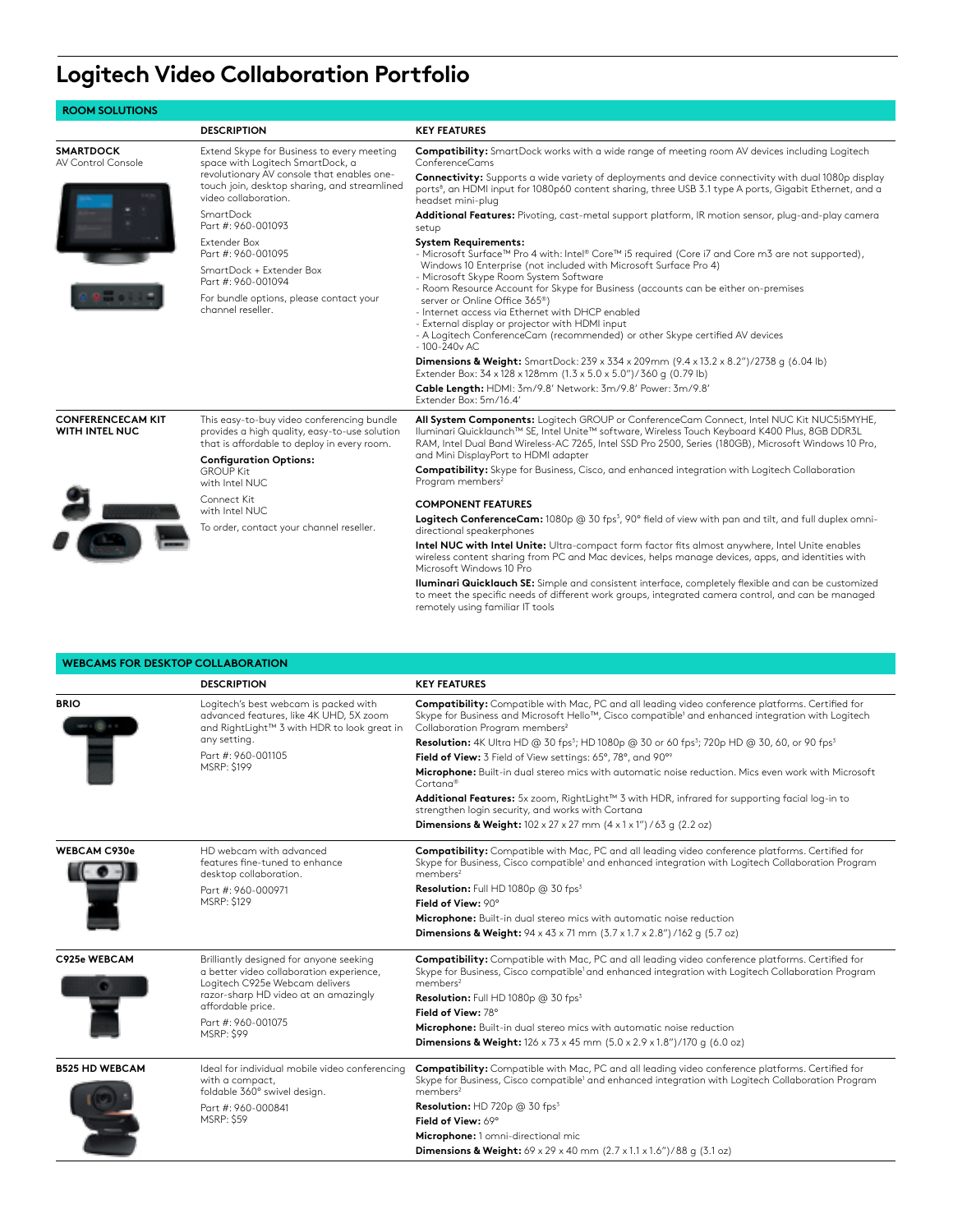# Logitech Video Collaboration Portfolio

## ROOM SOLUTIONS

| | DESCRIPTION | KEY FEATURES |
|---|---|---|
| **SMARTDOCK** AV Control Console | Extend Skype for Business to every meeting space with Logitech SmartDock, a revolutionary AV console that enables one-touch join, desktop sharing, and streamlined video collaboration.<br><br>SmartDock<br>Part #: 960-001093<br><br>Extender Box<br>Part #: 960-001095<br><br>SmartDock + Extender Box<br>Part #: 960-001094<br><br>For bundle options, please contact your channel reseller. | **Compatibility:** SmartDock works with a wide range of meeting room AV devices including Logitech ConferenceCams<br><br>**Connectivity:** Supports a wide variety of deployments and device connectivity with dual 1080p display ports[6], an HDMI input for 1080p60 content sharing, three USB 3.1 type A ports, Gigabit Ethernet, and a headset mini-plug<br><br>**Additional Features:** Pivoting, cast-metal support platform, IR motion sensor, plug-and-play camera setup<br><br>**System Requirements:**<br>- Microsoft Surface™ Pro 4 with: Intel® Core™ i5 required (Core i7 and Core m3 are not supported), Windows 10 Enterprise (not included with Microsoft Surface Pro 4)<br>- Microsoft Skype Room System Software<br>- Room Resource Account for Skype for Business (accounts can be either on-premises server or Online Office 365®)<br>- Internet access via Ethernet with DHCP enabled<br>- External display or projector with HDMI input<br>- A Logitech ConferenceCam (recommended) or other Skype certified AV devices<br>- 100-240v AC<br><br>**Dimensions & Weight:** SmartDock: 239 x 334 x 209mm (9.4 x 13.2 x 8.2")/2738 g (6.04 lb)<br>Extender Box: 34 x 128 x 128mm (1.3 x 5.0 x 5.0")/360 g (0.79 lb)<br><br>**Cable Length:** HDMI: 3m/9.8' Network: 3m/9.8' Power: 3m/9.8'<br>Extender Box: 5m/16.4' |
| **CONFERENCECAM KIT WITH INTEL NUC** | This easy-to-buy video conferencing bundle provides a high quality, easy-to-use solution that is affordable to deploy in every room.<br><br>**Configuration Options:**<br>GROUP Kit with Intel NUC<br><br>Connect Kit with Intel NUC<br><br>To order, contact your channel reseller. | **All System Components:** Logitech GROUP or ConferenceCam Connect, Intel NUC Kit NUC5i5MYHE, Iluminari Quicklaunch™ SE, Intel Unite™ software, Wireless Touch Keyboard K400 Plus, 8GB DDR3L RAM, Intel Dual Band Wireless-AC 7265, Intel SSD Pro 2500, Series (180GB), Microsoft Windows 10 Pro, and Mini DisplayPort to HDMI adapter<br><br>**Compatibility:** Skype for Business, Cisco, and enhanced integration with Logitech Collaboration Program members[2]<br><br>**COMPONENT FEATURES**<br><br>**Logitech ConferenceCam:** 1080p @ 30 fps[3], 90° field of view with pan and tilt, and full duplex omni-directional speakerphones<br><br>**Intel NUC with Intel Unite:** Ultra-compact form factor fits almost anywhere, Intel Unite enables wireless content sharing from PC and Mac devices, helps manage devices, apps, and identities with Microsoft Windows 10 Pro<br><br>**Iluminari Quicklauch SE:** Simple and consistent interface, completely flexible and can be customized to meet the specific needs of different work groups, integrated camera control, and can be managed remotely using familiar IT tools |

## WEBCAMS FOR DESKTOP COLLABORATION

| | DESCRIPTION | KEY FEATURES |
|---|---|---|
| **BRIO** | Logitech's best webcam is packed with advanced features, like 4K UHD, 5X zoom and RightLight™ 3 with HDR to look great in any setting.<br><br>Part #: 960-001105<br>MSRP: $199 | **Compatibility:** Compatible with Mac, PC and all leading video conference platforms. Certified for Skype for Business and Microsoft Hello™, Cisco compatible[1] and enhanced integration with Logitech Collaboration Program members[2]<br><br>**Resolution:** 4K Ultra HD @ 30 fps[5]; HD 1080p @ 30 or 60 fps[5]; 720p HD @ 30, 60, or 90 fps[5]<br><br>**Field of View:** 3 Field of View settings: 65°, 78°, and 90°[9]<br><br>**Microphone:** Built-in dual stereo mics with automatic noise reduction. Mics even work with Microsoft Cortana®<br><br>**Additional Features:** 5x zoom, RightLight™ 3 with HDR, infrared for supporting facial log-in to strengthen login security, and works with Cortana<br><br>**Dimensions & Weight:** 102 x 27 x 27 mm (4 x 1 x 1") / 63 g (2.2 oz) |
| **WEBCAM C930e** | HD webcam with advanced features fine-tuned to enhance desktop collaboration.<br><br>Part #: 960-000971<br>MSRP: $129 | **Compatibility:** Compatible with Mac, PC and all leading video conference platforms. Certified for Skype for Business, Cisco compatible[1] and enhanced integration with Logitech Collaboration Program members[2]<br><br>**Resolution:** Full HD 1080p @ 30 fps[3]<br><br>**Field of View:** 90°<br><br>**Microphone:** Built-in dual stereo mics with automatic noise reduction<br><br>**Dimensions & Weight:** 94 x 43 x 71 mm (3.7 x 1.7 x 2.8") /162 g (5.7 oz) |
| **C925e WEBCAM** | Brilliantly designed for anyone seeking a better video collaboration experience, Logitech C925e Webcam delivers razor-sharp HD video at an amazingly affordable price.<br><br>Part #: 960-001075<br>MSRP: $99 | **Compatibility:** Compatible with Mac, PC and all leading video conference platforms. Certified for Skype for Business, Cisco compatible[1] and enhanced integration with Logitech Collaboration Program members[2]<br><br>**Resolution:** Full HD 1080p @ 30 fps[3]<br><br>**Field of View:** 78°<br><br>**Microphone:** Built-in dual stereo mics with automatic noise reduction<br><br>**Dimensions & Weight:** 126 x 73 x 45 mm (5.0 x 2.9 x 1.8")/170 g (6.0 oz) |
| **B525 HD WEBCAM** | Ideal for individual mobile video conferencing with a compact, foldable 360° swivel design.<br><br>Part #: 960-000841<br>MSRP: $59 | **Compatibility:** Compatible with Mac, PC and all leading video conference platforms. Certified for Skype for Business, Cisco compatible[1] and enhanced integration with Logitech Collaboration Program members[2]<br><br>**Resolution:** HD 720p @ 30 fps[3]<br><br>**Field of View:** 69°<br><br>**Microphone:** 1 omni-directional mic<br><br>**Dimensions & Weight:** 69 x 29 x 40 mm (2.7 x 1.1 x 1.6")/88 g (3.1 oz) |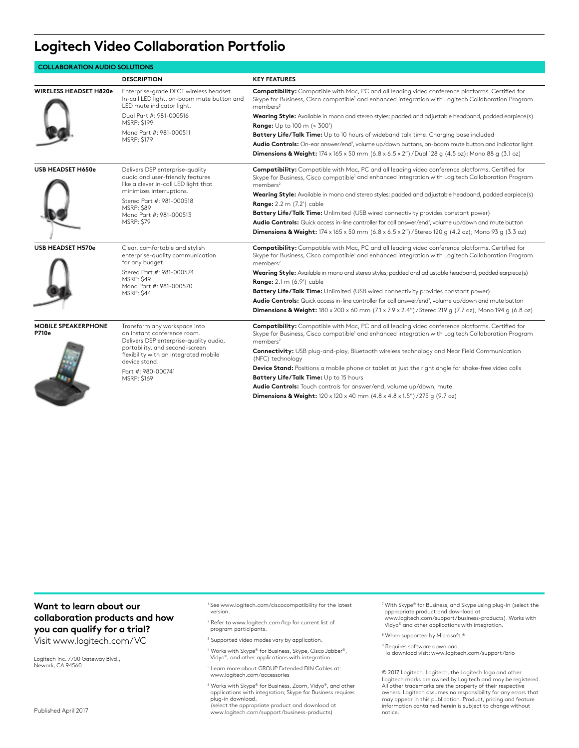# Logitech Video Collaboration Portfolio

## COLLABORATION AUDIO SOLUTIONS

| | DESCRIPTION | KEY FEATURES |
|---|---|---|
| **WIRELESS HEADSET H820e** | Enterprise-grade DECT wireless headset. In-call LED light, on-boom mute button and LED mute indicator light.<br>Dual Part #: 981-000516<br>MSRP: $199<br>Mono Part #: 981-000511<br>MSRP: $179 | **Compatibility:** Compatible with Mac, PC and all leading video conference platforms. Certified for Skype for Business, Cisco compatible[1] and enhanced integration with Logitech Collaboration Program members[2]<br>**Wearing Style:** Available in mono and stereo styles; padded and adjustable headband, padded earpiece(s)<br>**Range:** Up to 100 m (> 300')<br>**Battery Life/Talk Time:** Up to 10 hours of wideband talk time. Charging base included<br>**Audio Controls:** On-ear answer/end[7], volume up/down buttons, on-boom mute button and indicator light<br>**Dimensions & Weight:** 174 x 165 x 50 mm (6.8 x 6.5 x 2") / Dual 128 g (4.5 oz); Mono 88 g (3.1 oz) |
| **USB HEADSET H650e** | Delivers DSP enterprise-quality audio and user-friendly features like a clever in-call LED light that minimizes interruptions.<br>Stereo Part #: 981-000518<br>MSRP: $89<br>Mono Part #: 981-000513<br>MSRP: $79 | **Compatibility:** Compatible with Mac, PC and all leading video conference platforms. Certified for Skype for Business, Cisco compatible[1] and enhanced integration with Logitech Collaboration Program members[2]<br>**Wearing Style:** Available in mono and stereo styles; padded and adjustable headband, padded earpiece(s)<br>**Range:** 2.2 m (7.2') cable<br>**Battery Life/Talk Time:** Unlimited (USB wired connectivity provides constant power)<br>**Audio Controls:** Quick access in-line controller for call answer/end[7], volume up/down and mute button<br>**Dimensions & Weight:** 174 x 165 x 50 mm (6.8 x 6.5 x 2") / Stereo 120 g (4.2 oz); Mono 93 g (3.3 oz) |
| **USB HEADSET H570e** | Clear, comfortable and stylish enterprise-quality communication for any budget.<br>Stereo Part #: 981-000574<br>MSRP: $49<br>Mono Part #: 981-000570<br>MSRP: $44 | **Compatibility:** Compatible with Mac, PC and all leading video conference platforms. Certified for Skype for Business, Cisco compatible[1] and enhanced integration with Logitech Collaboration Program members[2]<br>**Wearing Style:** Available in mono and stereo styles; padded and adjustable headband, padded earpiece(s)<br>**Range:** 2.1 m (6.9') cable<br>**Battery Life/Talk Time:** Unlimited (USB wired connectivity provides constant power)<br>**Audio Controls:** Quick access in-line controller for call answer/end[7], volume up/down and mute button<br>**Dimensions & Weight:** 180 x 200 x 60 mm (7.1 x 7.9 x 2.4") / Stereo 219 g (7.7 oz); Mono 194 g (6.8 oz) |
| **MOBILE SPEAKERPHONE P710e** | Transform any workspace into an instant conference room. Delivers DSP enterprise-quality audio, portability, and second-screen flexibility with an integrated mobile device stand.<br>Part #: 980-000741<br>MSRP: $169 | **Compatibility:** Compatible with Mac, PC and all leading video conference platforms. Certified for Skype for Business, Cisco compatible[1] and enhanced integration with Logitech Collaboration Program members[2]<br>**Connectivity:** USB plug-and-play, Bluetooth wireless technology and Near Field Communication (NFC) technology<br>**Device Stand:** Positions a mobile phone or tablet at just the right angle for shake-free video calls<br>**Battery Life/Talk Time:** Up to 15 hours<br>**Audio Controls:** Touch controls for answer/end, volume up/down, mute<br>**Dimensions & Weight:** 120 x 120 x 40 mm (4.8 x 4.8 x 1.5") / 275 g (9.7 oz) |

**Want to learn about our collaboration products and how you can qualify for a trial?**
Visit www.logitech.com/VC

Logitech Inc. 7700 Gateway Blvd., Newark, CA 94560

Published April 2017

[1] See www.logitech.com/ciscocompatibility for the latest version.

[2] Refer to www.logitech.com/lcp for current list of program participants.

[3] Supported video modes vary by application.

[4] Works with Skype® for Business, Skype, Cisco Jabber®, Vidyo®, and other applications with integration.

[5] Learn more about GROUP Extended DIN Cables at: www.logitech.com/accessories

[6] Works with Skype® for Business, Zoom, Vidyo®, and other applications with integration; Skype for Business requires plug-in download.
(select the appropriate product and download at www.logitech.com/support/business-products)

[7] With Skype® for Business, and Skype using plug-in (select the appropriate product and download at www.logitech.com/support/business-products). Works with Vidyo® and other applications with integration.

[8] When supported by Microsoft.®

[9] Requires software download.
To download visit: www.logitech.com/support/brio

© 2017 Logitech. Logitech, the Logitech logo and other Logitech marks are owned by Logitech and may be registered. All other trademarks are the property of their respective owners. Logitech assumes no responsibility for any errors that may appear in this publication. Product, pricing and feature information contained herein is subject to change without notice.